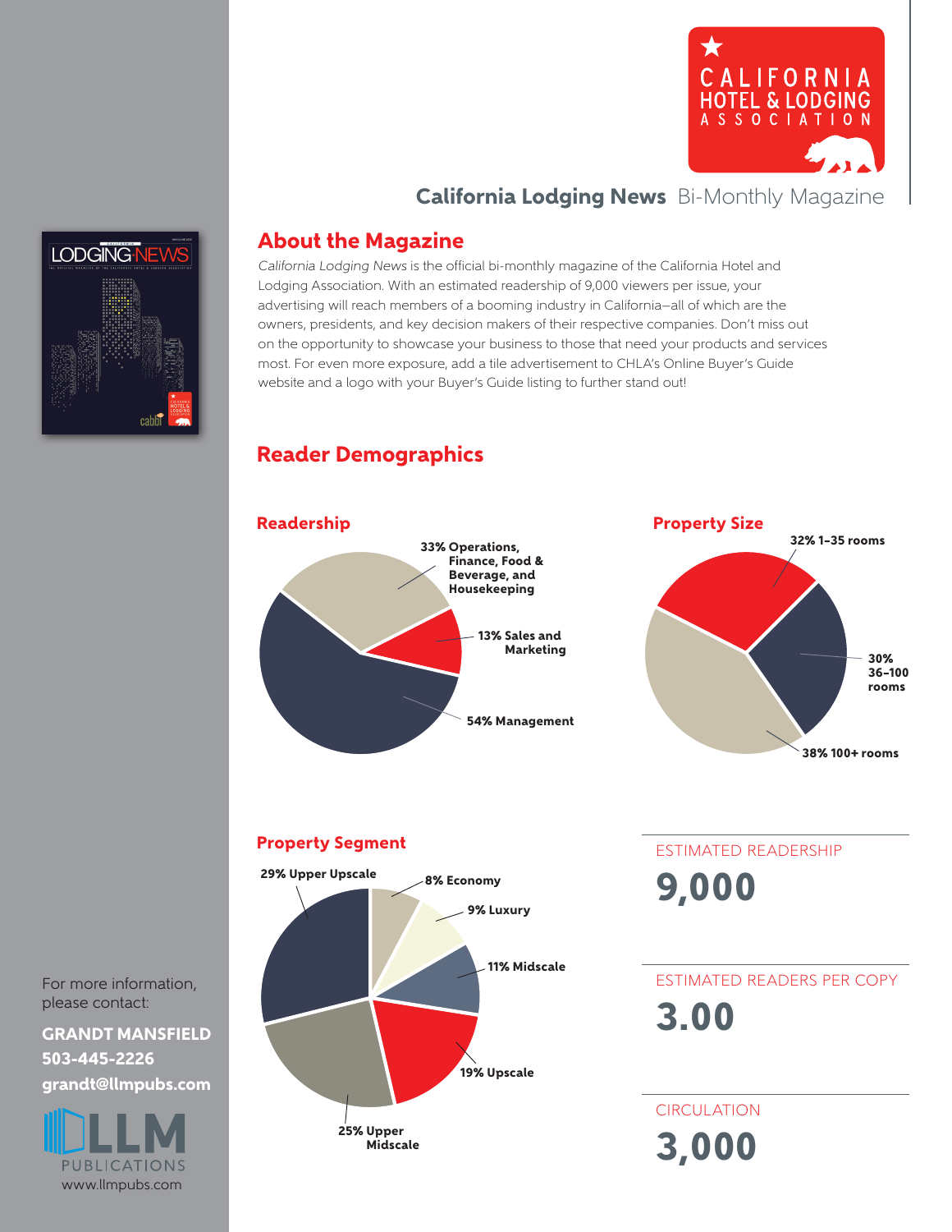CALIFORNIA HOTEL & LODGING ASSOCIATION

## **California Lodging News** Bi-Monthly Magazine

## About the Magazine

*California Lodging News* is the official bi-monthly magazine of the California Hotel and Lodging Association. With an estimated readership of 9,000 viewers per issue, your advertising will reach members of a booming industry in California—all of which are the owners, presidents, and key decision makers of their respective companies. Don't miss out on the opportunity to showcase your business to those that need your products and services most. For even more exposure, add a tile advertisement to CHLA's Online Buyer's Guide website and a logo with your Buyer's Guide listing to further stand out!

## Reader Demographics

### Readership

- 33% Operations, Finance, Food & Beverage, and Housekeeping
- 13% Sales and Marketing
- 54% Management

### Property Size

- 32% 1–35 rooms
- 30% 36–100 rooms
- 38% 100+ rooms

### Property Segment

- 29% Upper Upscale
- 8% Economy
- 9% Luxury
- 11% Midscale
- 19% Upscale
- 25% Upper Midscale

ESTIMATED READERSHIP

**9,000**

ESTIMATED READERS PER COPY

**3.00**

CIRCULATION

**3,000**

For more information, please contact:

**GRANDT MANSFIELD**
**503-445-2226**
**grandt@llmpubs.com**

LLM PUBLICATIONS
www.llmpubs.com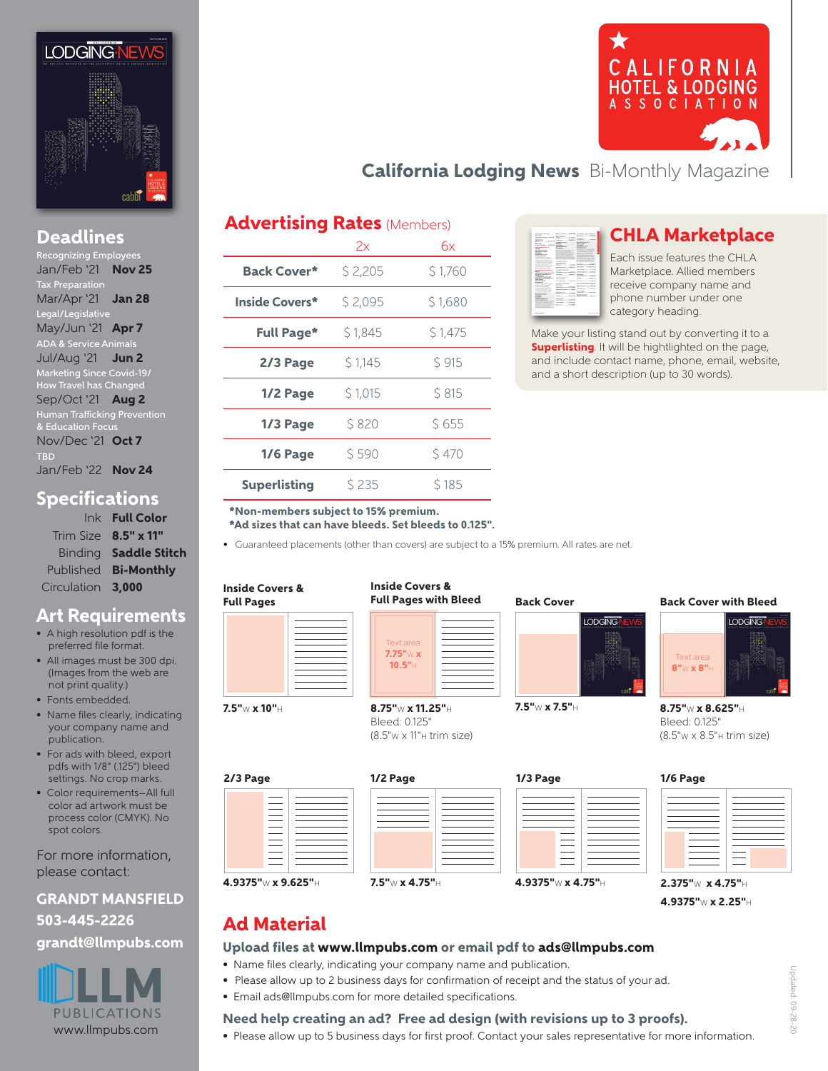# CALIFORNIA HOTEL & LODGING ASSOCIATION

**California Lodging News** Bi-Monthly Magazine

## Deadlines

Recognizing Employees
Jan/Feb '21 **Nov 25**

Tax Preparation
Mar/Apr '21 **Jan 28**

Legal/Legislative
May/Jun '21 **Apr 7**

ADA & Service Animals
Jul/Aug '21 **Jun 2**

Marketing Since Covid-19/ How Travel has Changed
Sep/Oct '21 **Aug 2**

Human Trafficking Prevention & Education Focus
Nov/Dec '21 **Oct 7**

TBD
Jan/Feb '22 **Nov 24**

## Specifications

| | |
|---|---|
| Ink | **Full Color** |
| Trim Size | **8.5" x 11"** |
| Binding | **Saddle Stitch** |
| Published | **Bi-Monthly** |
| Circulation | **3,000** |

## Art Requirements

- A high resolution pdf is the preferred file format.
- All images must be 300 dpi. (Images from the web are not print quality.)
- Fonts embedded.
- Name files clearly, indicating your company name and publication.
- For ads with bleed, export pdfs with 1/8" (.125") bleed settings. No crop marks.
- Color requirements–All full color ad artwork must be process color (CMYK). No spot colors.

For more information, please contact:

**GRANDT MANSFIELD**
**503-445-2226**
**grandt@llmpubs.com**

LLM PUBLICATIONS
www.llmpubs.com

## Advertising Rates (Members)

| | 2x | 6x |
|---|---|---|
| **Back Cover*** | $ 2,205 | $ 1,760 |
| **Inside Covers*** | $ 2,095 | $ 1,680 |
| **Full Page*** | $ 1,845 | $ 1,475 |
| **2/3 Page** | $ 1,145 | $ 915 |
| **1/2 Page** | $ 1,015 | $ 815 |
| **1/3 Page** | $ 820 | $ 655 |
| **1/6 Page** | $ 590 | $ 470 |
| **Superlisting** | $ 235 | $ 185 |

**\*Non-members subject to 15% premium.**
**\*Ad sizes that can have bleeds. Set bleeds to 0.125".**

- Guaranteed placements (other than covers) are subject to a 15% premium. All rates are net.

## CHLA Marketplace

Each issue features the CHLA Marketplace. Allied members receive company name and phone number under one category heading.

Make your listing stand out by converting it to a **Superlisting**. It will be hightlighted on the page, and include contact name, phone, email, website, and a short description (up to 30 words).

**Inside Covers & Full Pages**
**7.5"** W **x 10"** H

**Inside Covers & Full Pages with Bleed**
Text area **7.75"** W **x 10.5"** H
**8.75"** W **x 11.25"** H
Bleed: 0.125"
(8.5"W x 11"H trim size)

**Back Cover**
**7.5"** W **x 7.5"** H

**Back Cover with Bleed**
Text area **8"** W **x 8"** H
**8.75"** W **x 8.625"** H
Bleed: 0.125"
(8.5"W x 8.5"H trim size)

**2/3 Page**
**4.9375"** W **x 9.625"** H

**1/2 Page**
**7.5"** W **x 4.75"** H

**1/3 Page**
**4.9375"** W **x 4.75"** H

**1/6 Page**
**2.375"** W **x 4.75"** H
**4.9375"** W **x 2.25"** H

## Ad Material

### Upload files at www.llmpubs.com or email pdf to ads@llmpubs.com

- Name files clearly, indicating your company name and publication.
- Please allow up to 2 business days for confirmation of receipt and the status of your ad.
- Email ads@llmpubs.com for more detailed specifications.

### Need help creating an ad? Free ad design (with revisions up to 3 proofs).

- Please allow up to 5 business days for first proof. Contact your sales representative for more information.

Updated: 09-28-20